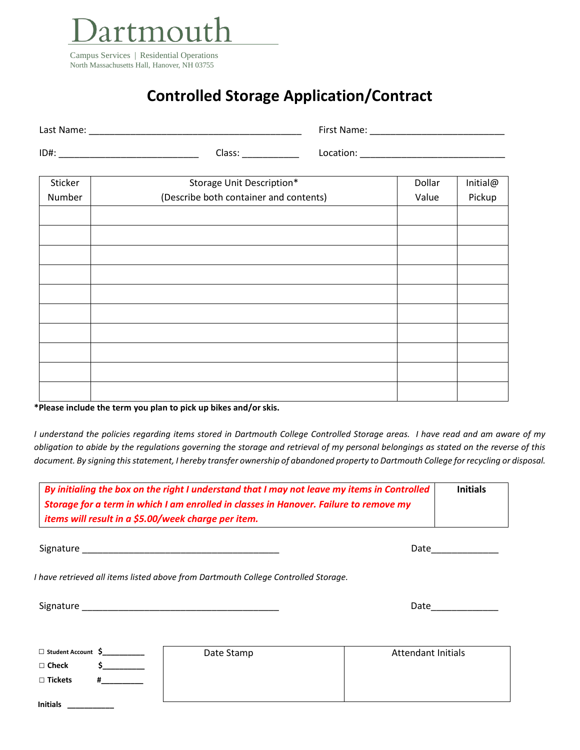Dartmouth

Campus Services | Residential Operations
North Massachusetts Hall, Hanover, NH 03755

# Controlled Storage Application/Contract

Last Name: ________________________________________ First Name: _________________________

ID#: __________________________ Class: __________ Location: ___________________________

| Sticker Number | Storage Unit Description* (Describe both container and contents) | Dollar Value | Initial@ Pickup |
|---|---|---|---|
| | | | |
| | | | |
| | | | |
| | | | |
| | | | |
| | | | |
| | | | |
| | | | |
| | | | |
| | | | |

**\*Please include the term you plan to pick up bikes and/or skis.**

*I understand the policies regarding items stored in Dartmouth College Controlled Storage areas. I have read and am aware of my obligation to abide by the regulations governing the storage and retrieval of my personal belongings as stated on the reverse of this document. By signing this statement, I hereby transfer ownership of abandoned property to Dartmouth College for recycling or disposal.*

| ***By initialing the box on the right I understand that I may not leave my items in Controlled Storage for a term in which I am enrolled in classes in Hanover. Failure to remove my items will result in a $5.00/week charge per item.*** | **Initials** |
|---|---|

Signature _____________________________________ Date_____________

*I have retrieved all items listed above from Dartmouth College Controlled Storage.*

Signature _____________________________________ Date_____________

☐ **Student Account** $_________
☐ **Check** $_________
☐ **Tickets** #_________

**Initials** __________

| Date Stamp | Attendant Initials |
|---|---|
| | |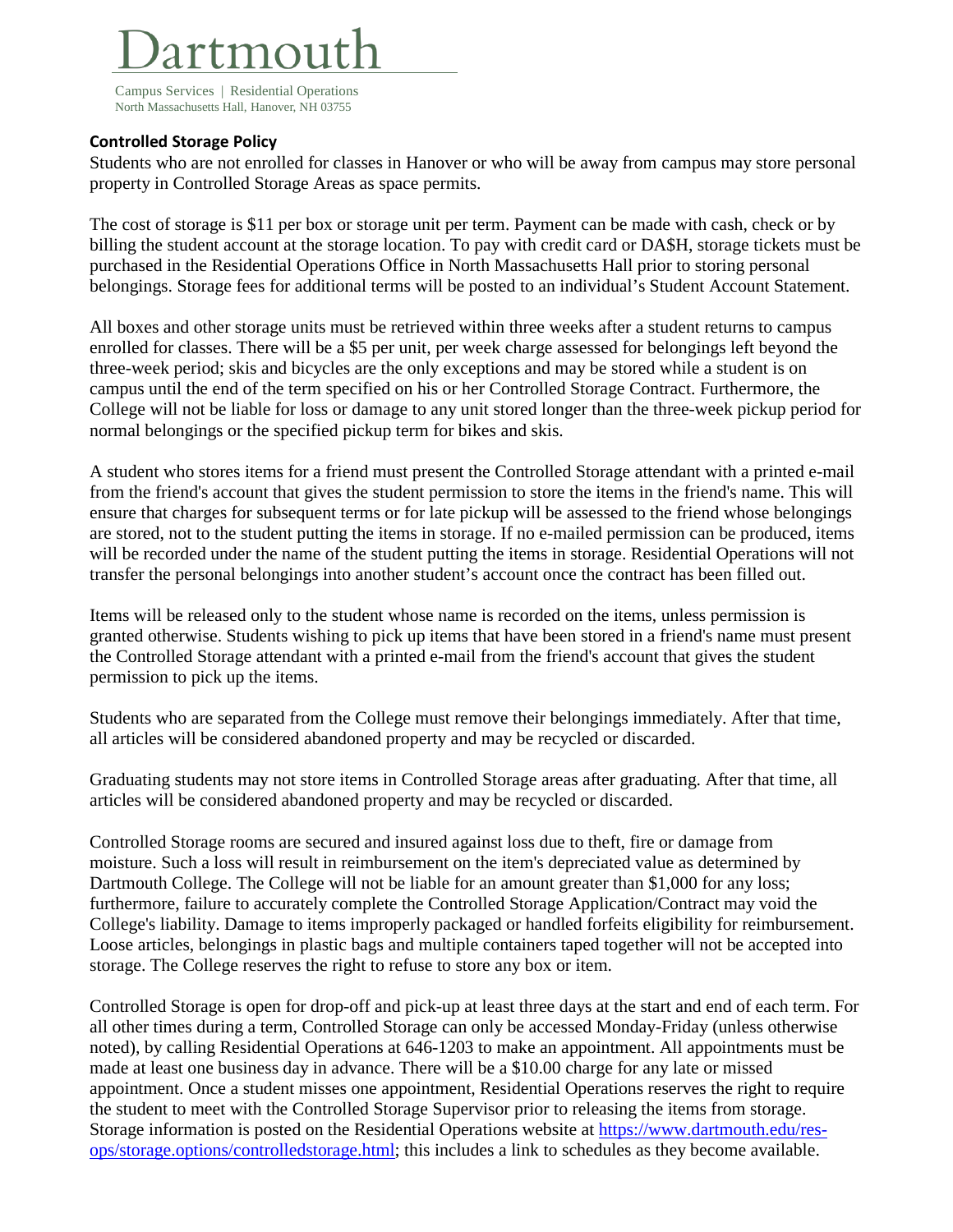# Dartmouth

Campus Services | Residential Operations
North Massachusetts Hall, Hanover, NH 03755

**Controlled Storage Policy**

Students who are not enrolled for classes in Hanover or who will be away from campus may store personal property in Controlled Storage Areas as space permits.

The cost of storage is $11 per box or storage unit per term. Payment can be made with cash, check or by billing the student account at the storage location. To pay with credit card or DA$H, storage tickets must be purchased in the Residential Operations Office in North Massachusetts Hall prior to storing personal belongings. Storage fees for additional terms will be posted to an individual's Student Account Statement.

All boxes and other storage units must be retrieved within three weeks after a student returns to campus enrolled for classes. There will be a $5 per unit, per week charge assessed for belongings left beyond the three-week period; skis and bicycles are the only exceptions and may be stored while a student is on campus until the end of the term specified on his or her Controlled Storage Contract. Furthermore, the College will not be liable for loss or damage to any unit stored longer than the three-week pickup period for normal belongings or the specified pickup term for bikes and skis.

A student who stores items for a friend must present the Controlled Storage attendant with a printed e-mail from the friend's account that gives the student permission to store the items in the friend's name. This will ensure that charges for subsequent terms or for late pickup will be assessed to the friend whose belongings are stored, not to the student putting the items in storage. If no e-mailed permission can be produced, items will be recorded under the name of the student putting the items in storage. Residential Operations will not transfer the personal belongings into another student's account once the contract has been filled out.

Items will be released only to the student whose name is recorded on the items, unless permission is granted otherwise. Students wishing to pick up items that have been stored in a friend's name must present the Controlled Storage attendant with a printed e-mail from the friend's account that gives the student permission to pick up the items.

Students who are separated from the College must remove their belongings immediately. After that time, all articles will be considered abandoned property and may be recycled or discarded.

Graduating students may not store items in Controlled Storage areas after graduating. After that time, all articles will be considered abandoned property and may be recycled or discarded.

Controlled Storage rooms are secured and insured against loss due to theft, fire or damage from moisture. Such a loss will result in reimbursement on the item's depreciated value as determined by Dartmouth College. The College will not be liable for an amount greater than $1,000 for any loss; furthermore, failure to accurately complete the Controlled Storage Application/Contract may void the College's liability. Damage to items improperly packaged or handled forfeits eligibility for reimbursement. Loose articles, belongings in plastic bags and multiple containers taped together will not be accepted into storage. The College reserves the right to refuse to store any box or item.

Controlled Storage is open for drop-off and pick-up at least three days at the start and end of each term. For all other times during a term, Controlled Storage can only be accessed Monday-Friday (unless otherwise noted), by calling Residential Operations at 646-1203 to make an appointment. All appointments must be made at least one business day in advance. There will be a $10.00 charge for any late or missed appointment. Once a student misses one appointment, Residential Operations reserves the right to require the student to meet with the Controlled Storage Supervisor prior to releasing the items from storage. Storage information is posted on the Residential Operations website at https://www.dartmouth.edu/res-ops/storage.options/controlledstorage.html; this includes a link to schedules as they become available.